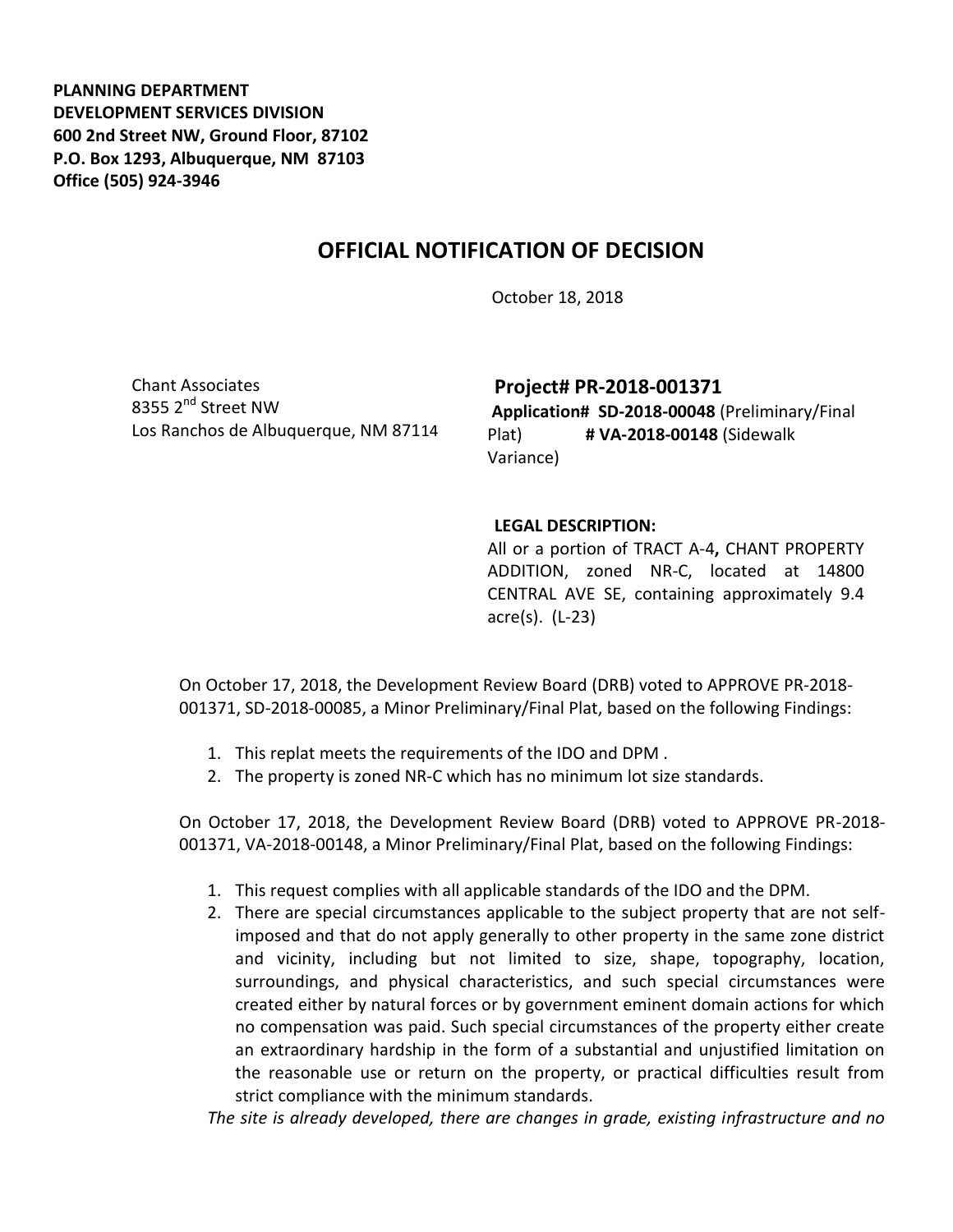**PLANNING DEPARTMENT**
**DEVELOPMENT SERVICES DIVISION**
**600 2nd Street NW, Ground Floor, 87102**
**P.O. Box 1293, Albuquerque, NM 87103**
**Office (505) 924-3946**

# OFFICIAL NOTIFICATION OF DECISION

October 18, 2018

Chant Associates
8355 2nd Street NW
Los Ranchos de Albuquerque, NM 87114

**Project# PR-2018-001371**
**Application# SD-2018-00048** (Preliminary/Final Plat) **# VA-2018-00148** (Sidewalk Variance)

**LEGAL DESCRIPTION:**
All or a portion of TRACT A-4**,** CHANT PROPERTY ADDITION, zoned NR-C, located at 14800 CENTRAL AVE SE, containing approximately 9.4 acre(s). (L-23)

On October 17, 2018, the Development Review Board (DRB) voted to APPROVE PR-2018-001371, SD-2018-00085, a Minor Preliminary/Final Plat, based on the following Findings:

1. This replat meets the requirements of the IDO and DPM .
2. The property is zoned NR-C which has no minimum lot size standards.

On October 17, 2018, the Development Review Board (DRB) voted to APPROVE PR-2018-001371, VA-2018-00148, a Minor Preliminary/Final Plat, based on the following Findings:

1. This request complies with all applicable standards of the IDO and the DPM.
2. There are special circumstances applicable to the subject property that are not self-imposed and that do not apply generally to other property in the same zone district and vicinity, including but not limited to size, shape, topography, location, surroundings, and physical characteristics, and such special circumstances were created either by natural forces or by government eminent domain actions for which no compensation was paid. Such special circumstances of the property either create an extraordinary hardship in the form of a substantial and unjustified limitation on the reasonable use or return on the property, or practical difficulties result from strict compliance with the minimum standards.

*The site is already developed, there are changes in grade, existing infrastructure and no*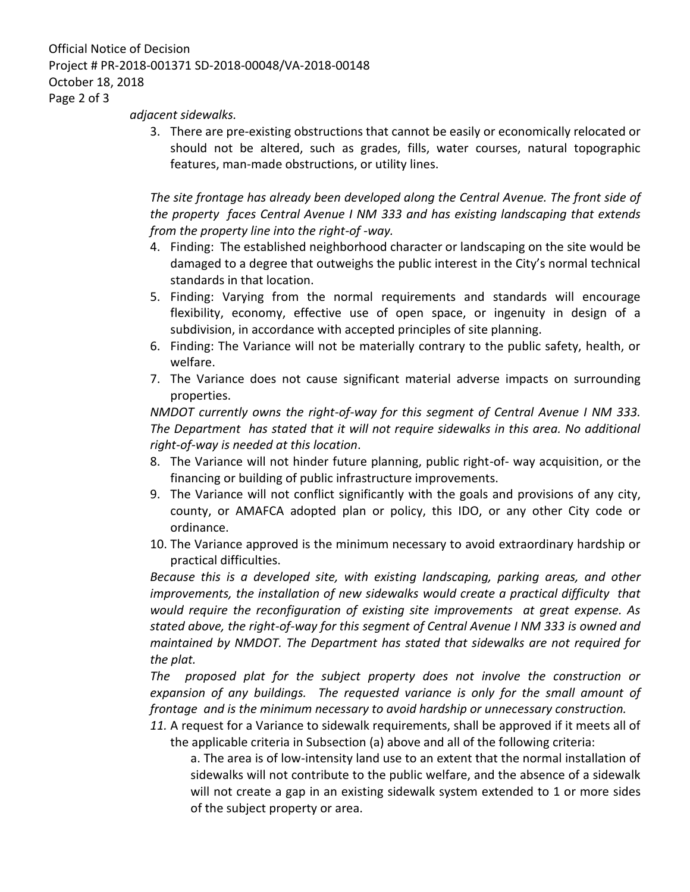*adjacent sidewalks.*

3. There are pre-existing obstructions that cannot be easily or economically relocated or should not be altered, such as grades, fills, water courses, natural topographic features, man-made obstructions, or utility lines.

*The site frontage has already been developed along the Central Avenue. The front side of the property faces Central Avenue I NM 333 and has existing landscaping that extends from the property line into the right-of -way.*

4. Finding: The established neighborhood character or landscaping on the site would be damaged to a degree that outweighs the public interest in the City's normal technical standards in that location.
5. Finding: Varying from the normal requirements and standards will encourage flexibility, economy, effective use of open space, or ingenuity in design of a subdivision, in accordance with accepted principles of site planning.
6. Finding: The Variance will not be materially contrary to the public safety, health, or welfare.
7. The Variance does not cause significant material adverse impacts on surrounding properties.

*NMDOT currently owns the right-of-way for this segment of Central Avenue I NM 333. The Department has stated that it will not require sidewalks in this area. No additional right-of-way is needed at this location.*

8. The Variance will not hinder future planning, public right-of- way acquisition, or the financing or building of public infrastructure improvements.
9. The Variance will not conflict significantly with the goals and provisions of any city, county, or AMAFCA adopted plan or policy, this IDO, or any other City code or ordinance.
10. The Variance approved is the minimum necessary to avoid extraordinary hardship or practical difficulties.

*Because this is a developed site, with existing landscaping, parking areas, and other improvements, the installation of new sidewalks would create a practical difficulty that would require the reconfiguration of existing site improvements at great expense. As stated above, the right-of-way for this segment of Central Avenue I NM 333 is owned and maintained by NMDOT. The Department has stated that sidewalks are not required for the plat.*

*The proposed plat for the subject property does not involve the construction or expansion of any buildings. The requested variance is only for the small amount of frontage and is the minimum necessary to avoid hardship or unnecessary construction.*

11. A request for a Variance to sidewalk requirements, shall be approved if it meets all of the applicable criteria in Subsection (a) above and all of the following criteria:

    a. The area is of low-intensity land use to an extent that the normal installation of sidewalks will not contribute to the public welfare, and the absence of a sidewalk will not create a gap in an existing sidewalk system extended to 1 or more sides of the subject property or area.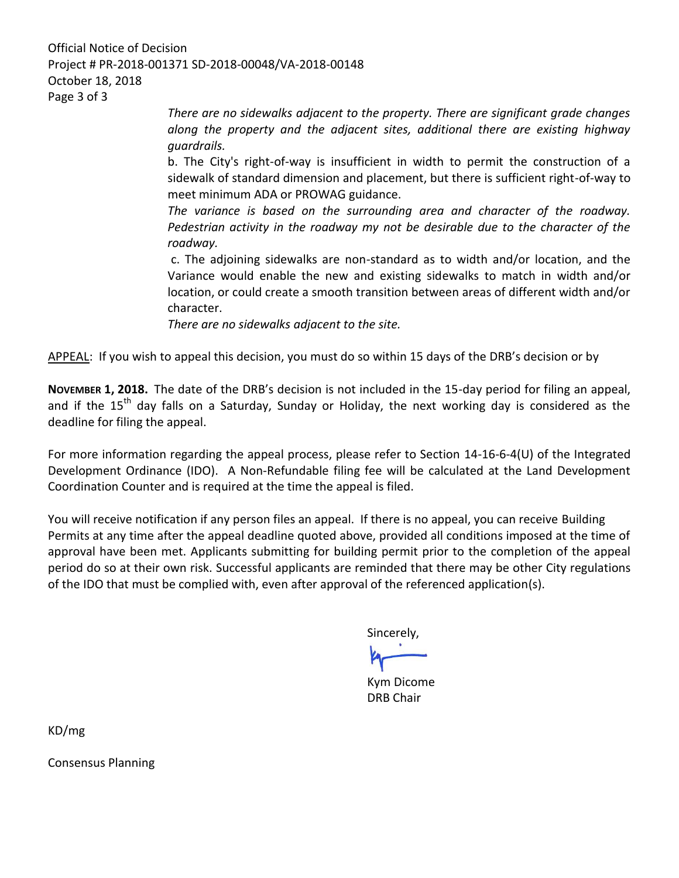*There are no sidewalks adjacent to the property. There are significant grade changes along the property and the adjacent sites, additional there are existing highway guardrails.*

b. The City's right-of-way is insufficient in width to permit the construction of a sidewalk of standard dimension and placement, but there is sufficient right-of-way to meet minimum ADA or PROWAG guidance.

*The variance is based on the surrounding area and character of the roadway. Pedestrian activity in the roadway my not be desirable due to the character of the roadway.*

c. The adjoining sidewalks are non-standard as to width and/or location, and the Variance would enable the new and existing sidewalks to match in width and/or location, or could create a smooth transition between areas of different width and/or character.

*There are no sidewalks adjacent to the site.*

APPEAL: If you wish to appeal this decision, you must do so within 15 days of the DRB's decision or by

**NOVEMBER 1, 2018.** The date of the DRB's decision is not included in the 15-day period for filing an appeal, and if the 15th day falls on a Saturday, Sunday or Holiday, the next working day is considered as the deadline for filing the appeal.

For more information regarding the appeal process, please refer to Section 14-16-6-4(U) of the Integrated Development Ordinance (IDO). A Non-Refundable filing fee will be calculated at the Land Development Coordination Counter and is required at the time the appeal is filed.

You will receive notification if any person files an appeal. If there is no appeal, you can receive Building Permits at any time after the appeal deadline quoted above, provided all conditions imposed at the time of approval have been met. Applicants submitting for building permit prior to the completion of the appeal period do so at their own risk. Successful applicants are reminded that there may be other City regulations of the IDO that must be complied with, even after approval of the referenced application(s).

Sincerely,

Kym Dicome
DRB Chair

KD/mg

Consensus Planning